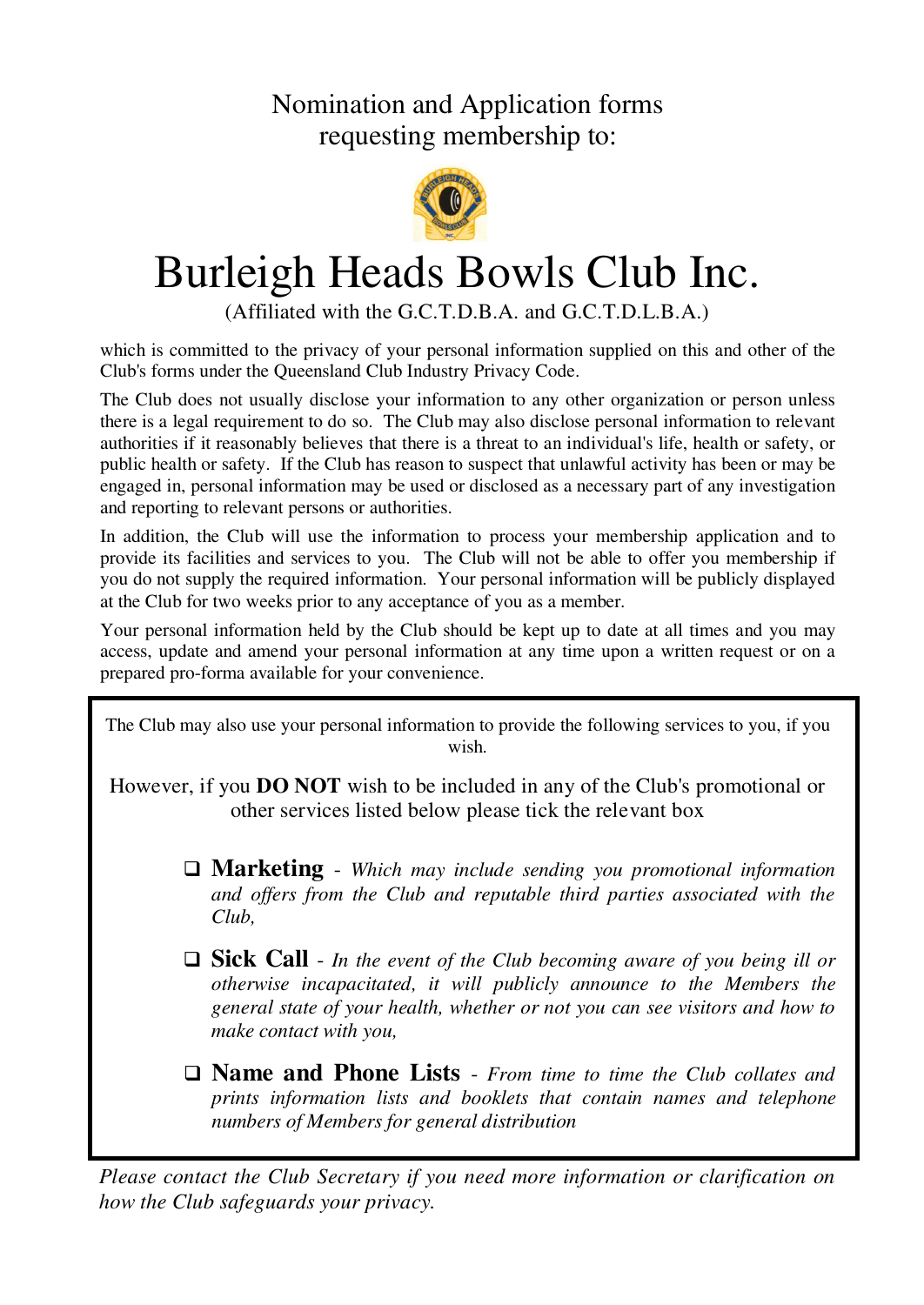Nomination and Application forms
requesting membership to:

# Burleigh Heads Bowls Club Inc.

(Affiliated with the G.C.T.D.B.A. and G.C.T.D.L.B.A.)

which is committed to the privacy of your personal information supplied on this and other of the Club's forms under the Queensland Club Industry Privacy Code.

The Club does not usually disclose your information to any other organization or person unless there is a legal requirement to do so. The Club may also disclose personal information to relevant authorities if it reasonably believes that there is a threat to an individual's life, health or safety, or public health or safety. If the Club has reason to suspect that unlawful activity has been or may be engaged in, personal information may be used or disclosed as a necessary part of any investigation and reporting to relevant persons or authorities.

In addition, the Club will use the information to process your membership application and to provide its facilities and services to you. The Club will not be able to offer you membership if you do not supply the required information. Your personal information will be publicly displayed at the Club for two weeks prior to any acceptance of you as a member.

Your personal information held by the Club should be kept up to date at all times and you may access, update and amend your personal information at any time upon a written request or on a prepared pro-forma available for your convenience.

The Club may also use your personal information to provide the following services to you, if you wish.

However, if you **DO NOT** wish to be included in any of the Club's promotional or other services listed below please tick the relevant box

- ☐ **Marketing** - *Which may include sending you promotional information and offers from the Club and reputable third parties associated with the Club,*
- ☐ **Sick Call** - *In the event of the Club becoming aware of you being ill or otherwise incapacitated, it will publicly announce to the Members the general state of your health, whether or not you can see visitors and how to make contact with you,*
- ☐ **Name and Phone Lists** - *From time to time the Club collates and prints information lists and booklets that contain names and telephone numbers of Members for general distribution*

*Please contact the Club Secretary if you need more information or clarification on how the Club safeguards your privacy.*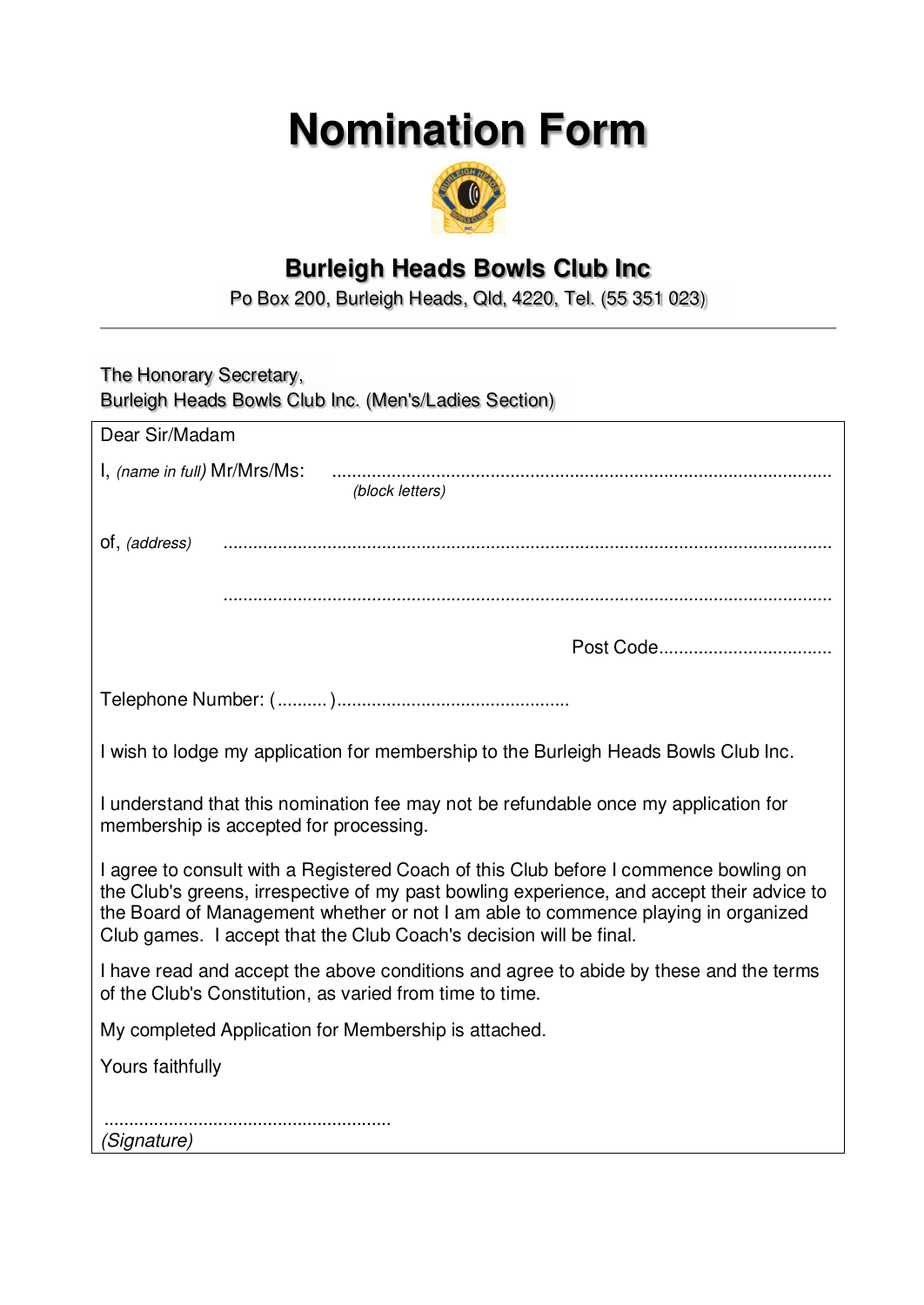# Nomination Form

## Burleigh Heads Bowls Club Inc

Po Box 200, Burleigh Heads, Qld, 4220, Tel. (55 351 023)

---

The Honorary Secretary,
Burleigh Heads Bowls Club Inc. (Men's/Ladies Section)

Dear Sir/Madam

I, *(name in full)* Mr/Mrs/Ms: ..................................................................................................
*(block letters)*

of, *(address)* ........................................................................................................................

........................................................................................................................

Post Code..................................

Telephone Number: ( .......... )..............................................

I wish to lodge my application for membership to the Burleigh Heads Bowls Club Inc.

I understand that this nomination fee may not be refundable once my application for membership is accepted for processing.

I agree to consult with a Registered Coach of this Club before I commence bowling on the Club's greens, irrespective of my past bowling experience, and accept their advice to the Board of Management whether or not I am able to commence playing in organized Club games. I accept that the Club Coach's decision will be final.

I have read and accept the above conditions and agree to abide by these and the terms of the Club's Constitution, as varied from time to time.

My completed Application for Membership is attached.

Yours faithfully

..........................................................
*(Signature)*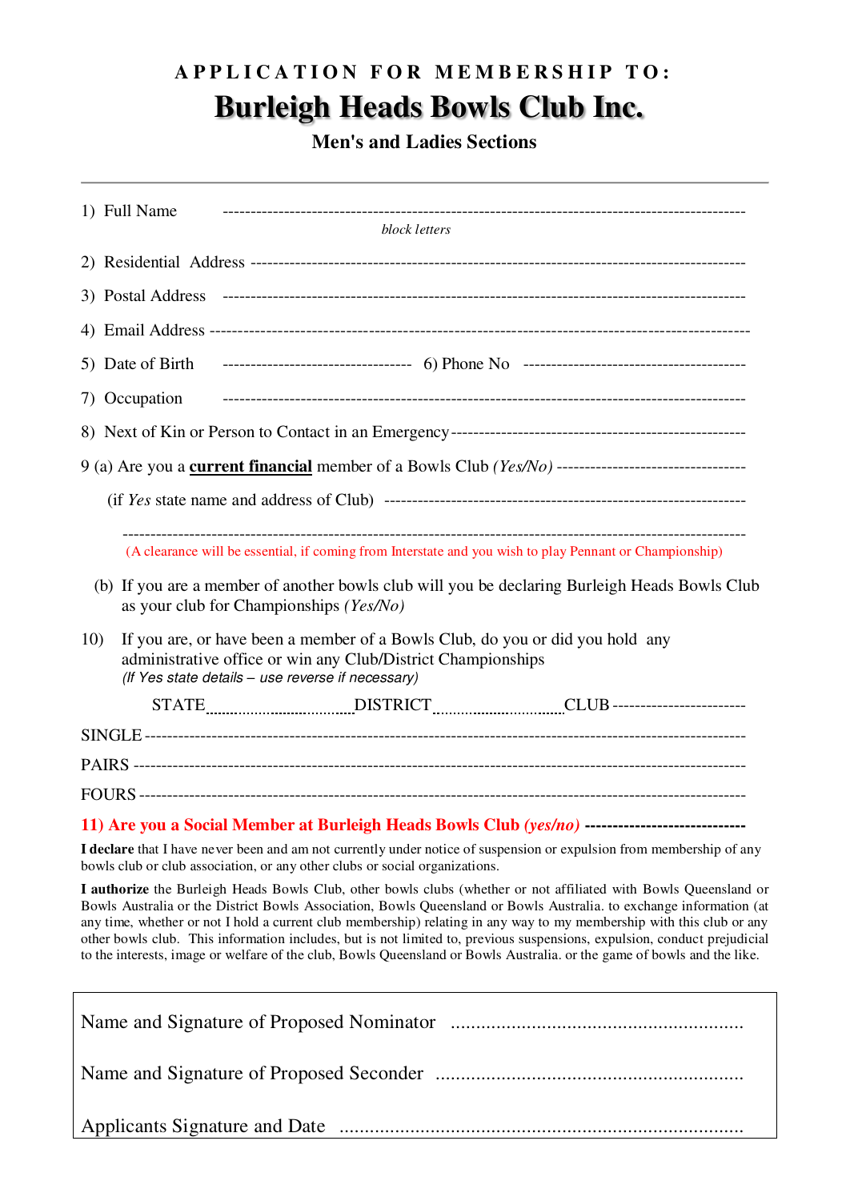**APPLICATION FOR MEMBERSHIP TO:**

# Burleigh Heads Bowls Club Inc.

## Men's and Ladies Sections

---

1) Full Name ------------------------------------------------------------------------------------------
*block letters*

2) Residential Address ---------------------------------------------------------------------------------

3) Postal Address --------------------------------------------------------------------------------------

4) Email Address ---------------------------------------------------------------------------------------

5) Date of Birth ---------------------------------- 6) Phone No ----------------------------------------

7) Occupation ------------------------------------------------------------------------------------------

8) Next of Kin or Person to Contact in an Emergency------------------------------------------------------

9 (a) Are you a **current financial** member of a Bowls Club *(Yes/No)* ----------------------------------

(if *Yes* state name and address of Club) -------------------------------------------------------------

---------------------------------------------------------------------------------------------------------

(A clearance will be essential, if coming from Interstate and you wish to play Pennant or Championship)

(b) If you are a member of another bowls club will you be declaring Burleigh Heads Bowls Club as your club for Championships *(Yes/No)*

10) If you are, or have been a member of a Bowls Club, do you or did you hold any administrative office or win any Club/District Championships
*(If Yes state details – use reverse if necessary)*

STATE.................................DISTRICT..............................CLUB ------------------------

SINGLE --------------------------------------------------------------------------------------------------

PAIRS ---------------------------------------------------------------------------------------------------

FOURS ---------------------------------------------------------------------------------------------------

**11) Are you a Social Member at Burleigh Heads Bowls Club *(yes/no)* ----------------------------**

**I declare** that I have never been and am not currently under notice of suspension or expulsion from membership of any bowls club or club association, or any other clubs or social organizations.

**I authorize** the Burleigh Heads Bowls Club, other bowls clubs (whether or not affiliated with Bowls Queensland or Bowls Australia or the District Bowls Association, Bowls Queensland or Bowls Australia. to exchange information (at any time, whether or not I hold a current club membership) relating in any way to my membership with this club or any other bowls club. This information includes, but is not limited to, previous suspensions, expulsion, conduct prejudicial to the interests, image or welfare of the club, Bowls Queensland or Bowls Australia. or the game of bowls and the like.

Name and Signature of Proposed Nominator ........................................................

Name and Signature of Proposed Seconder ........................................................

Applicants Signature and Date ........................................................................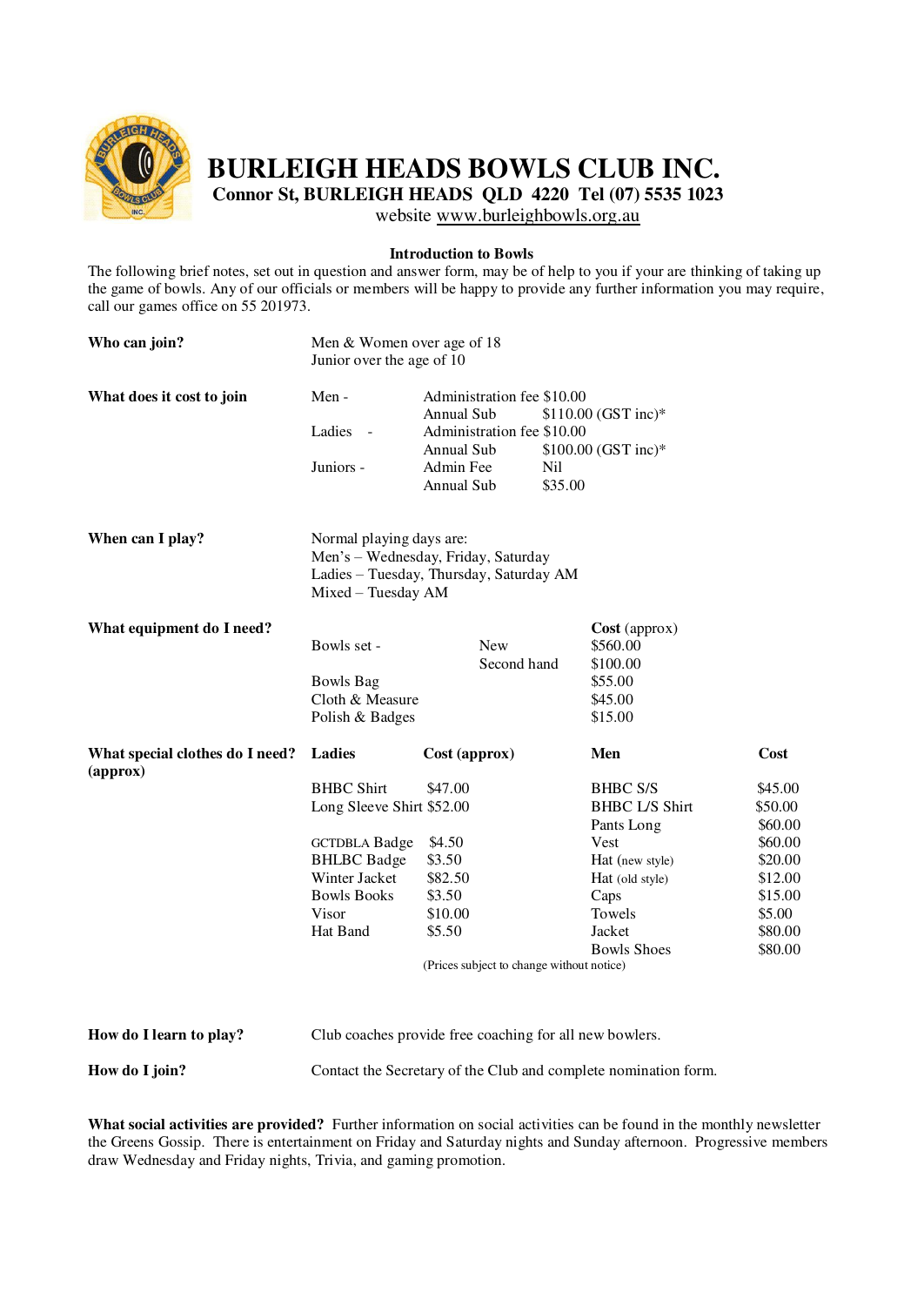# BURLEIGH HEADS BOWLS CLUB INC.

**Connor St, BURLEIGH HEADS QLD 4220 Tel (07) 5535 1023**

website www.burleighbowls.org.au

**Introduction to Bowls**

The following brief notes, set out in question and answer form, may be of help to you if your are thinking of taking up the game of bowls. Any of our officials or members will be happy to provide any further information you may require, call our games office on 55 201973.

**Who can join?**

Men & Women over age of 18
Junior over the age of 10

**What does it cost to join**

| | | |
|---|---|---|
| Men - | Administration fee | $10.00 |
| | Annual Sub | $110.00 (GST inc)* |
| Ladies - | Administration fee | $10.00 |
| | Annual Sub | $100.00 (GST inc)* |
| Juniors - | Admin Fee | Nil |
| | Annual Sub | $35.00 |

**When can I play?**

Normal playing days are:
Men's – Wednesday, Friday, Saturday
Ladies – Tuesday, Thursday, Saturday AM
Mixed – Tuesday AM

**What equipment do I need?**

| | | **Cost** (approx) |
|---|---|---|
| Bowls set - | New | $560.00 |
| | Second hand | $100.00 |
| Bowls Bag | | $55.00 |
| Cloth & Measure | | $45.00 |
| Polish & Badges | | $15.00 |

**What special clothes do I need? (approx)**

| **Ladies** | **Cost (approx)** | **Men** | **Cost** |
|---|---|---|---|
| BHBC Shirt | $47.00 | BHBC S/S | $45.00 |
| Long Sleeve Shirt | $52.00 | BHBC L/S Shirt | $50.00 |
| | | Pants Long | $60.00 |
| GCTDBLA Badge | $4.50 | Vest | $60.00 |
| BHLBC Badge | $3.50 | Hat (new style) | $20.00 |
| Winter Jacket | $82.50 | Hat (old style) | $12.00 |
| Bowls Books | $3.50 | Caps | $15.00 |
| Visor | $10.00 | Towels | $5.00 |
| Hat Band | $5.50 | Jacket | $80.00 |
| | | Bowls Shoes | $80.00 |

(Prices subject to change without notice)

**How do I learn to play?**

Club coaches provide free coaching for all new bowlers.

**How do I join?**

Contact the Secretary of the Club and complete nomination form.

**What social activities are provided?** Further information on social activities can be found in the monthly newsletter the Greens Gossip. There is entertainment on Friday and Saturday nights and Sunday afternoon. Progressive members draw Wednesday and Friday nights, Trivia, and gaming promotion.